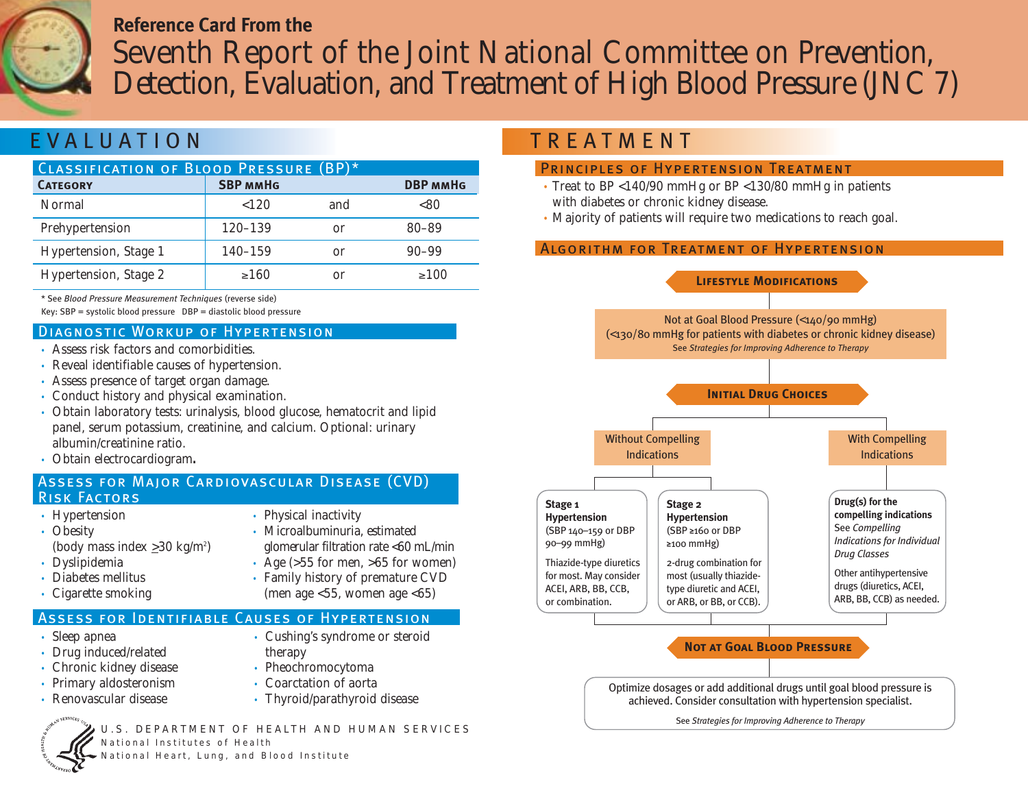**Reference Card From the**

# Seventh Report of the Joint National Committee on Prevention, Detection, Evaluation, and Treatment of High Blood Pressure (JNC 7)

## EVALUATION

### Classification of Blood Pressure (BP)*

| Category | SBP mmHg | | DBP mmHg |
|---|---|---|---|
| Normal | <120 | and | <80 |
| Prehypertension | 120–139 | or | 80–89 |
| Hypertension, Stage 1 | 140–159 | or | 90–99 |
| Hypertension, Stage 2 | ≥160 | or | ≥100 |

\* See *Blood Pressure Measurement Techniques* (reverse side)
Key: SBP = systolic blood pressure DBP = diastolic blood pressure

### Diagnostic Workup of Hypertension

- Assess risk factors and comorbidities.
- Reveal identifiable causes of hypertension.
- Assess presence of target organ damage.
- Conduct history and physical examination.
- Obtain laboratory tests: urinalysis, blood glucose, hematocrit and lipid panel, serum potassium, creatinine, and calcium. Optional: urinary albumin/creatinine ratio.
- Obtain electrocardiogram.

### Assess for Major Cardiovascular Disease (CVD) Risk Factors

- Hypertension
- Obesity (body mass index ≥30 kg/m²)
- Dyslipidemia
- Diabetes mellitus
- Cigarette smoking
- Physical inactivity
- Microalbuminuria, estimated glomerular filtration rate <60 mL/min
- Age (>55 for men, >65 for women)
- Family history of premature CVD (men age <55, women age <65)

### Assess for Identifiable Causes of Hypertension

- Sleep apnea
- Drug induced/related
- Chronic kidney disease
- Primary aldosteronism
- Renovascular disease
- Cushing's syndrome or steroid therapy
- Pheochromocytoma
- Coarctation of aorta
- Thyroid/parathyroid disease

U.S. DEPARTMENT OF HEALTH AND HUMAN SERVICES
National Institutes of Health
National Heart, Lung, and Blood Institute

## TREATMENT

### Principles of Hypertension Treatment

- Treat to BP <140/90 mmHg or BP <130/80 mmHg in patients with diabetes or chronic kidney disease.
- Majority of patients will require two medications to reach goal.

### Algorithm for Treatment of Hypertension

**Lifestyle Modifications**

↓

Not at Goal Blood Pressure (<140/90 mmHg)
(<130/80 mmHg for patients with diabetes or chronic kidney disease)
See *Strategies for Improving Adherence to Therapy*

↓

**Initial Drug Choices**

- **Without Compelling Indications**
  - **Stage 1 Hypertension** (SBP 140–159 or DBP 90–99 mmHg)
    Thiazide-type diuretics for most. May consider ACEI, ARB, BB, CCB, or combination.
  - **Stage 2 Hypertension** (SBP ≥160 or DBP ≥100 mmHg)
    2-drug combination for most (usually thiazide-type diuretic and ACEI, or ARB, or BB, or CCB).
- **With Compelling Indications**
  - **Drug(s) for the compelling indications**
    See *Compelling Indications for Individual Drug Classes*
    Other antihypertensive drugs (diuretics, ACEI, ARB, BB, CCB) as needed.

↓

**Not at Goal Blood Pressure**

Optimize dosages or add additional drugs until goal blood pressure is achieved. Consider consultation with hypertension specialist.

See *Strategies for Improving Adherence to Therapy*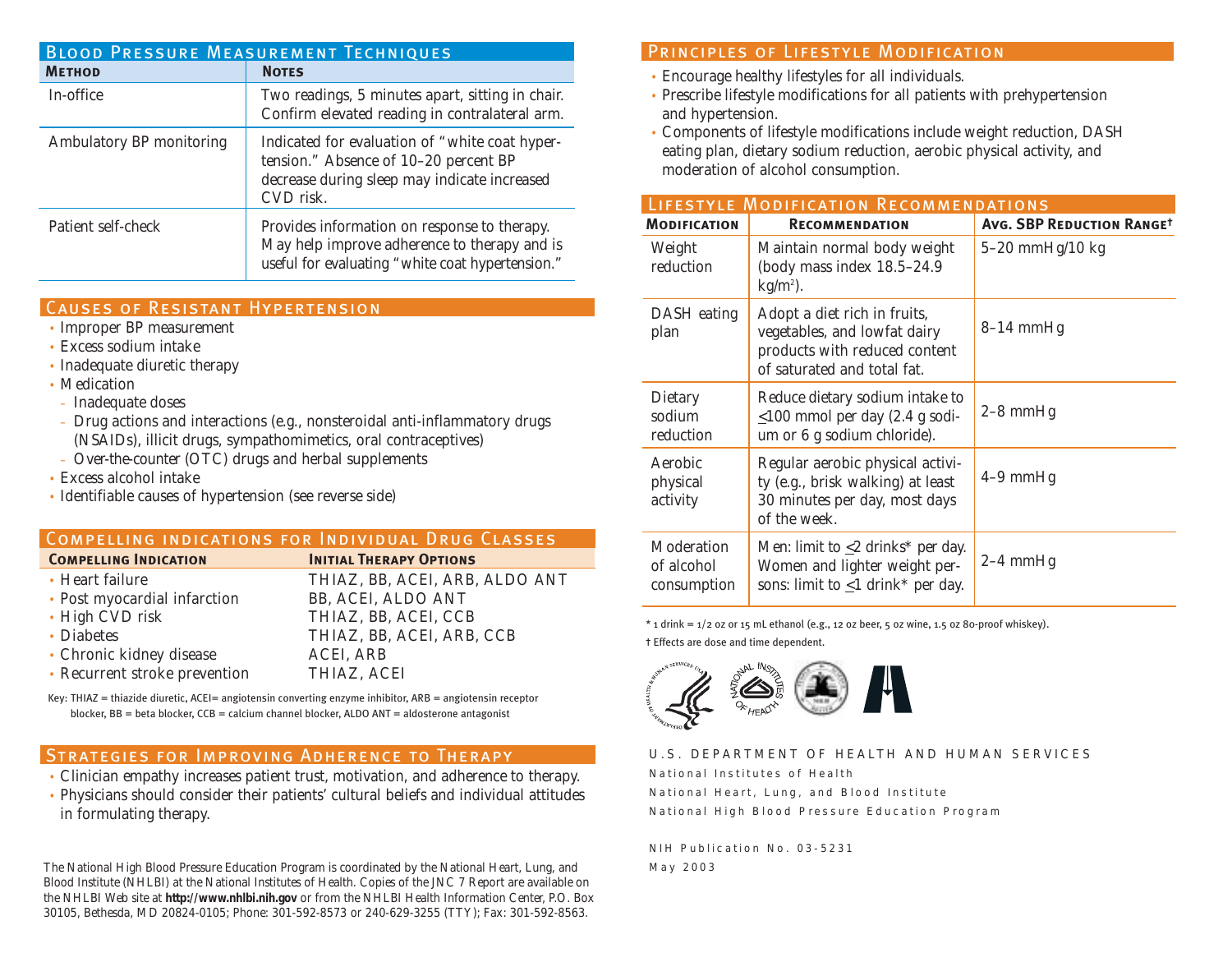## Blood Pressure Measurement Techniques

| Method | Notes |
| --- | --- |
| In-office | Two readings, 5 minutes apart, sitting in chair. Confirm elevated reading in contralateral arm. |
| Ambulatory BP monitoring | Indicated for evaluation of "white coat hypertension." Absence of 10–20 percent BP decrease during sleep may indicate increased CVD risk. |
| Patient self-check | Provides information on response to therapy. May help improve adherence to therapy and is useful for evaluating "white coat hypertension." |

## Causes of Resistant Hypertension

- Improper BP measurement
- Excess sodium intake
- Inadequate diuretic therapy
- Medication
  - Inadequate doses
  - Drug actions and interactions (e.g., nonsteroidal anti-inflammatory drugs (NSAIDs), illicit drugs, sympathomimetics, oral contraceptives)
  - Over-the-counter (OTC) drugs and herbal supplements
- Excess alcohol intake
- Identifiable causes of hypertension (see reverse side)

## Compelling indications for Individual Drug Classes

| Compelling Indication | Initial Therapy Options |
| --- | --- |
| Heart failure | THIAZ, BB, ACEI, ARB, ALDO ANT |
| Post myocardial infarction | BB, ACEI, ALDO ANT |
| High CVD risk | THIAZ, BB, ACEI, CCB |
| Diabetes | THIAZ, BB, ACEI, ARB, CCB |
| Chronic kidney disease | ACEI, ARB |
| Recurrent stroke prevention | THIAZ, ACEI |

Key: THIAZ = thiazide diuretic, ACEI= angiotensin converting enzyme inhibitor, ARB = angiotensin receptor blocker, BB = beta blocker, CCB = calcium channel blocker, ALDO ANT = aldosterone antagonist

## Strategies for Improving Adherence to Therapy

- Clinician empathy increases patient trust, motivation, and adherence to therapy.
- Physicians should consider their patients' cultural beliefs and individual attitudes in formulating therapy.

The National High Blood Pressure Education Program is coordinated by the National Heart, Lung, and Blood Institute (NHLBI) at the National Institutes of Health. Copies of the JNC 7 Report are available on the NHLBI Web site at **http://www.nhlbi.nih.gov** or from the NHLBI Health Information Center, P.O. Box 30105, Bethesda, MD 20824-0105; Phone: 301-592-8573 or 240-629-3255 (TTY); Fax: 301-592-8563.

## Principles of Lifestyle Modification

- Encourage healthy lifestyles for all individuals.
- Prescribe lifestyle modifications for all patients with prehypertension and hypertension.
- Components of lifestyle modifications include weight reduction, DASH eating plan, dietary sodium reduction, aerobic physical activity, and moderation of alcohol consumption.

## Lifestyle Modification Recommendations

| Modification | Recommendation | Avg. SBP Reduction Range† |
| --- | --- | --- |
| Weight reduction | Maintain normal body weight (body mass index 18.5–24.9 $kg/m^2$). | 5–20 mmHg/10 kg |
| DASH eating plan | Adopt a diet rich in fruits, vegetables, and lowfat dairy products with reduced content of saturated and total fat. | 8–14 mmHg |
| Dietary sodium reduction | Reduce dietary sodium intake to ≤100 mmol per day (2.4 g sodium or 6 g sodium chloride). | 2–8 mmHg |
| Aerobic physical activity | Regular aerobic physical activity (e.g., brisk walking) at least 30 minutes per day, most days of the week. | 4–9 mmHg |
| Moderation of alcohol consumption | Men: limit to ≤2 drinks* per day. Women and lighter weight persons: limit to ≤1 drink* per day. | 2–4 mmHg |

* 1 drink = 1/2 oz or 15 mL ethanol (e.g., 12 oz beer, 5 oz wine, 1.5 oz 80-proof whiskey).

† Effects are dose and time dependent.

U.S. DEPARTMENT OF HEALTH AND HUMAN SERVICES

National Institutes of Health

National Heart, Lung, and Blood Institute

National High Blood Pressure Education Program

NIH Publication No. 03-5231

May 2003